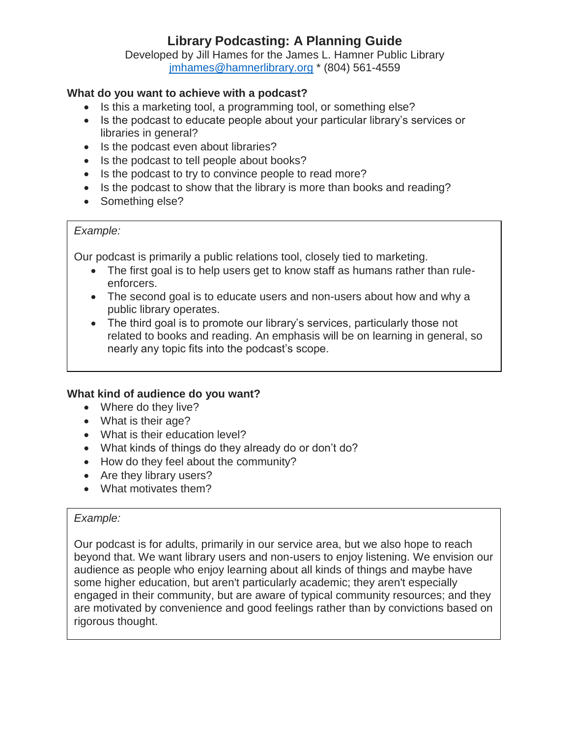# Library Podcasting: A Planning Guide

Developed by Jill Hames for the James L. Hamner Public Library
jmhames@hamnerlibrary.org * (804) 561-4559

**What do you want to achieve with a podcast?**

- Is this a marketing tool, a programming tool, or something else?
- Is the podcast to educate people about your particular library's services or libraries in general?
- Is the podcast even about libraries?
- Is the podcast to tell people about books?
- Is the podcast to try to convince people to read more?
- Is the podcast to show that the library is more than books and reading?
- Something else?

> *Example:*
>
> Our podcast is primarily a public relations tool, closely tied to marketing.
>
> - The first goal is to help users get to know staff as humans rather than rule-enforcers.
> - The second goal is to educate users and non-users about how and why a public library operates.
> - The third goal is to promote our library's services, particularly those not related to books and reading. An emphasis will be on learning in general, so nearly any topic fits into the podcast's scope.

**What kind of audience do you want?**

- Where do they live?
- What is their age?
- What is their education level?
- What kinds of things do they already do or don't do?
- How do they feel about the community?
- Are they library users?
- What motivates them?

> *Example:*
>
> Our podcast is for adults, primarily in our service area, but we also hope to reach beyond that. We want library users and non-users to enjoy listening. We envision our audience as people who enjoy learning about all kinds of things and maybe have some higher education, but aren't particularly academic; they aren't especially engaged in their community, but are aware of typical community resources; and they are motivated by convenience and good feelings rather than by convictions based on rigorous thought.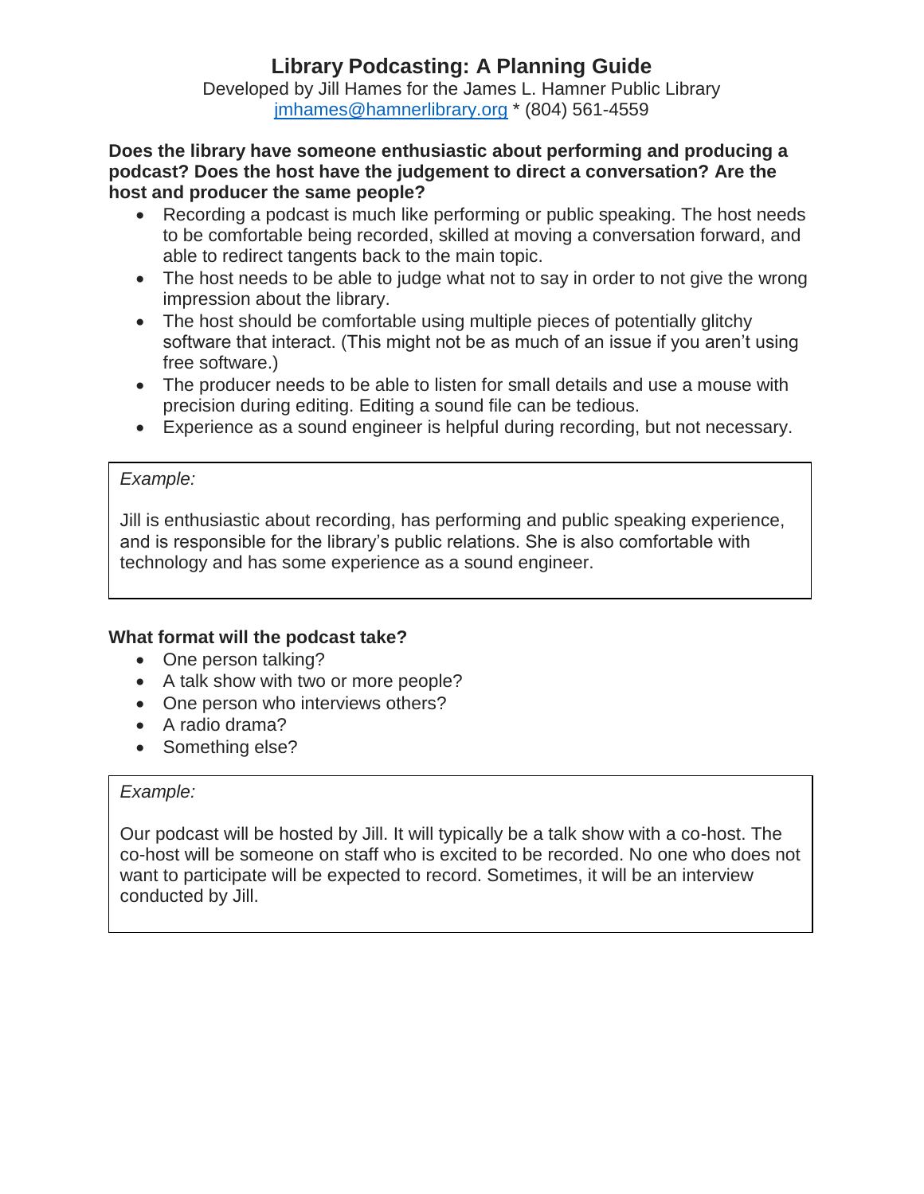# Library Podcasting: A Planning Guide

Developed by Jill Hames for the James L. Hamner Public Library
[jmhames@hamnerlibrary.org](mailto:jmhames@hamnerlibrary.org) * (804) 561-4559

**Does the library have someone enthusiastic about performing and producing a podcast? Does the host have the judgement to direct a conversation? Are the host and producer the same people?**

- Recording a podcast is much like performing or public speaking. The host needs to be comfortable being recorded, skilled at moving a conversation forward, and able to redirect tangents back to the main topic.
- The host needs to be able to judge what not to say in order to not give the wrong impression about the library.
- The host should be comfortable using multiple pieces of potentially glitchy software that interact. (This might not be as much of an issue if you aren't using free software.)
- The producer needs to be able to listen for small details and use a mouse with precision during editing. Editing a sound file can be tedious.
- Experience as a sound engineer is helpful during recording, but not necessary.

> *Example:*
>
> Jill is enthusiastic about recording, has performing and public speaking experience, and is responsible for the library's public relations. She is also comfortable with technology and has some experience as a sound engineer.

**What format will the podcast take?**

- One person talking?
- A talk show with two or more people?
- One person who interviews others?
- A radio drama?
- Something else?

> *Example:*
>
> Our podcast will be hosted by Jill. It will typically be a talk show with a co-host. The co-host will be someone on staff who is excited to be recorded. No one who does not want to participate will be expected to record. Sometimes, it will be an interview conducted by Jill.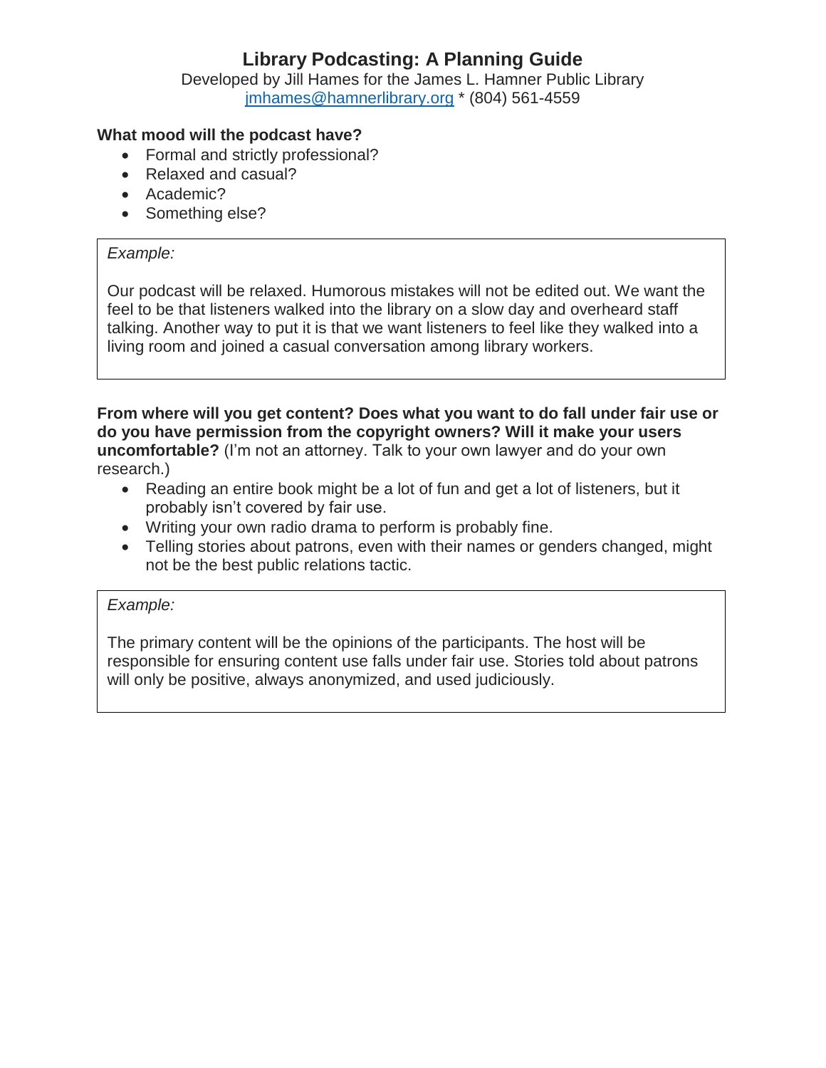# Library Podcasting: A Planning Guide

Developed by Jill Hames for the James L. Hamner Public Library
[jmhames@hamnerlibrary.org](mailto:jmhames@hamnerlibrary.org) * (804) 561-4559

**What mood will the podcast have?**

- Formal and strictly professional?
- Relaxed and casual?
- Academic?
- Something else?

> *Example:*
>
> Our podcast will be relaxed. Humorous mistakes will not be edited out. We want the feel to be that listeners walked into the library on a slow day and overheard staff talking. Another way to put it is that we want listeners to feel like they walked into a living room and joined a casual conversation among library workers.

**From where will you get content? Does what you want to do fall under fair use or do you have permission from the copyright owners? Will it make your users uncomfortable?** (I'm not an attorney. Talk to your own lawyer and do your own research.)

- Reading an entire book might be a lot of fun and get a lot of listeners, but it probably isn't covered by fair use.
- Writing your own radio drama to perform is probably fine.
- Telling stories about patrons, even with their names or genders changed, might not be the best public relations tactic.

> *Example:*
>
> The primary content will be the opinions of the participants. The host will be responsible for ensuring content use falls under fair use. Stories told about patrons will only be positive, always anonymized, and used judiciously.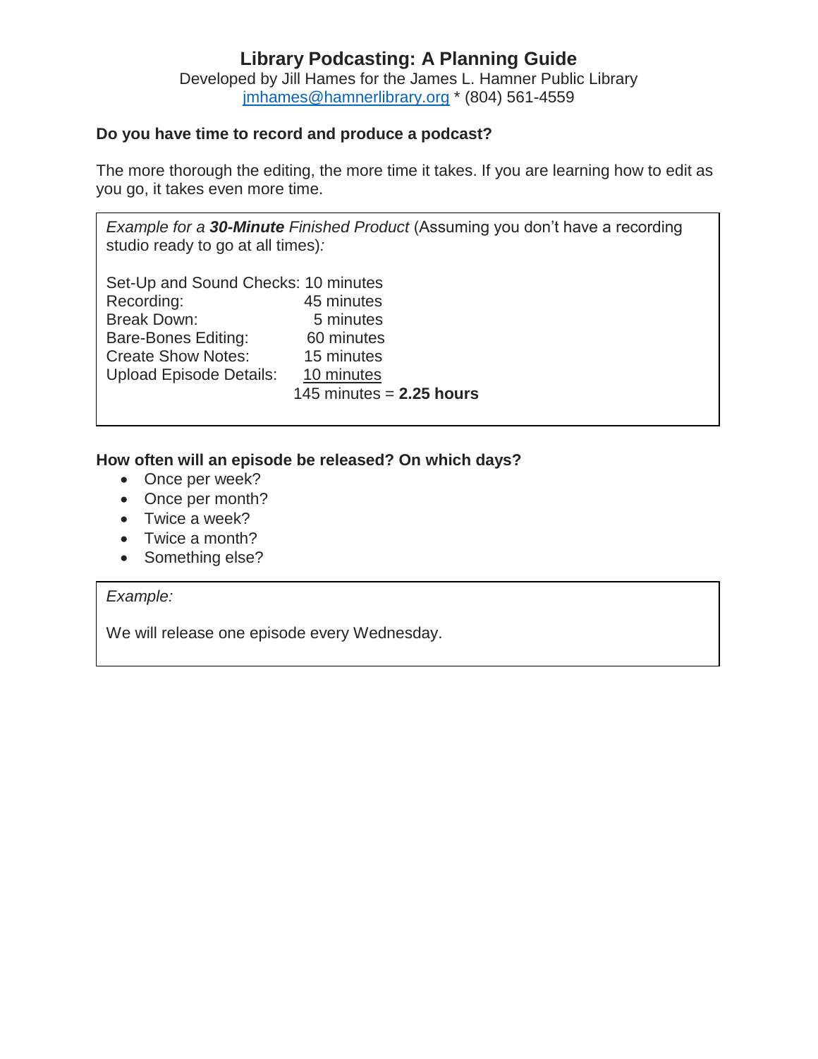# Library Podcasting: A Planning Guide

Developed by Jill Hames for the James L. Hamner Public Library
jmhames@hamnerlibrary.org * (804) 561-4559

**Do you have time to record and produce a podcast?**

The more thorough the editing, the more time it takes. If you are learning how to edit as you go, it takes even more time.

*Example for a **30-Minute** Finished Product* (Assuming you don't have a recording studio ready to go at all times)*:*

| | |
|---|---|
| Set-Up and Sound Checks: | 10 minutes |
| Recording: | 45 minutes |
| Break Down: | 5 minutes |
| Bare-Bones Editing: | 60 minutes |
| Create Show Notes: | 15 minutes |
| Upload Episode Details: | 10 minutes |
| | 145 minutes = **2.25 hours** |

**How often will an episode be released? On which days?**

- Once per week?
- Once per month?
- Twice a week?
- Twice a month?
- Something else?

*Example:*

We will release one episode every Wednesday.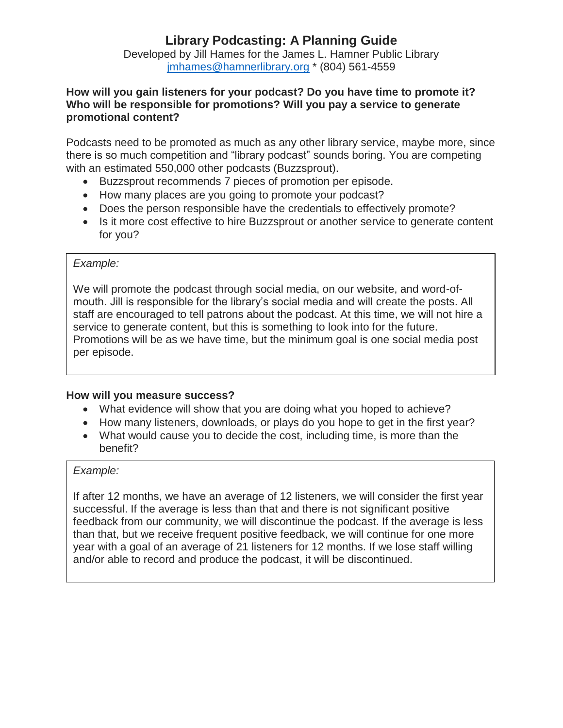# Library Podcasting: A Planning Guide

Developed by Jill Hames for the James L. Hamner Public Library
[jmhames@hamnerlibrary.org](mailto:jmhames@hamnerlibrary.org) * (804) 561-4559

**How will you gain listeners for your podcast? Do you have time to promote it? Who will be responsible for promotions? Will you pay a service to generate promotional content?**

Podcasts need to be promoted as much as any other library service, maybe more, since there is so much competition and “library podcast” sounds boring. You are competing with an estimated 550,000 other podcasts (Buzzsprout).

- Buzzsprout recommends 7 pieces of promotion per episode.
- How many places are you going to promote your podcast?
- Does the person responsible have the credentials to effectively promote?
- Is it more cost effective to hire Buzzsprout or another service to generate content for you?

> *Example:*
>
> We will promote the podcast through social media, on our website, and word-of-mouth. Jill is responsible for the library’s social media and will create the posts. All staff are encouraged to tell patrons about the podcast. At this time, we will not hire a service to generate content, but this is something to look into for the future. Promotions will be as we have time, but the minimum goal is one social media post per episode.

**How will you measure success?**

- What evidence will show that you are doing what you hoped to achieve?
- How many listeners, downloads, or plays do you hope to get in the first year?
- What would cause you to decide the cost, including time, is more than the benefit?

> *Example:*
>
> If after 12 months, we have an average of 12 listeners, we will consider the first year successful. If the average is less than that and there is not significant positive feedback from our community, we will discontinue the podcast. If the average is less than that, but we receive frequent positive feedback, we will continue for one more year with a goal of an average of 21 listeners for 12 months. If we lose staff willing and/or able to record and produce the podcast, it will be discontinued.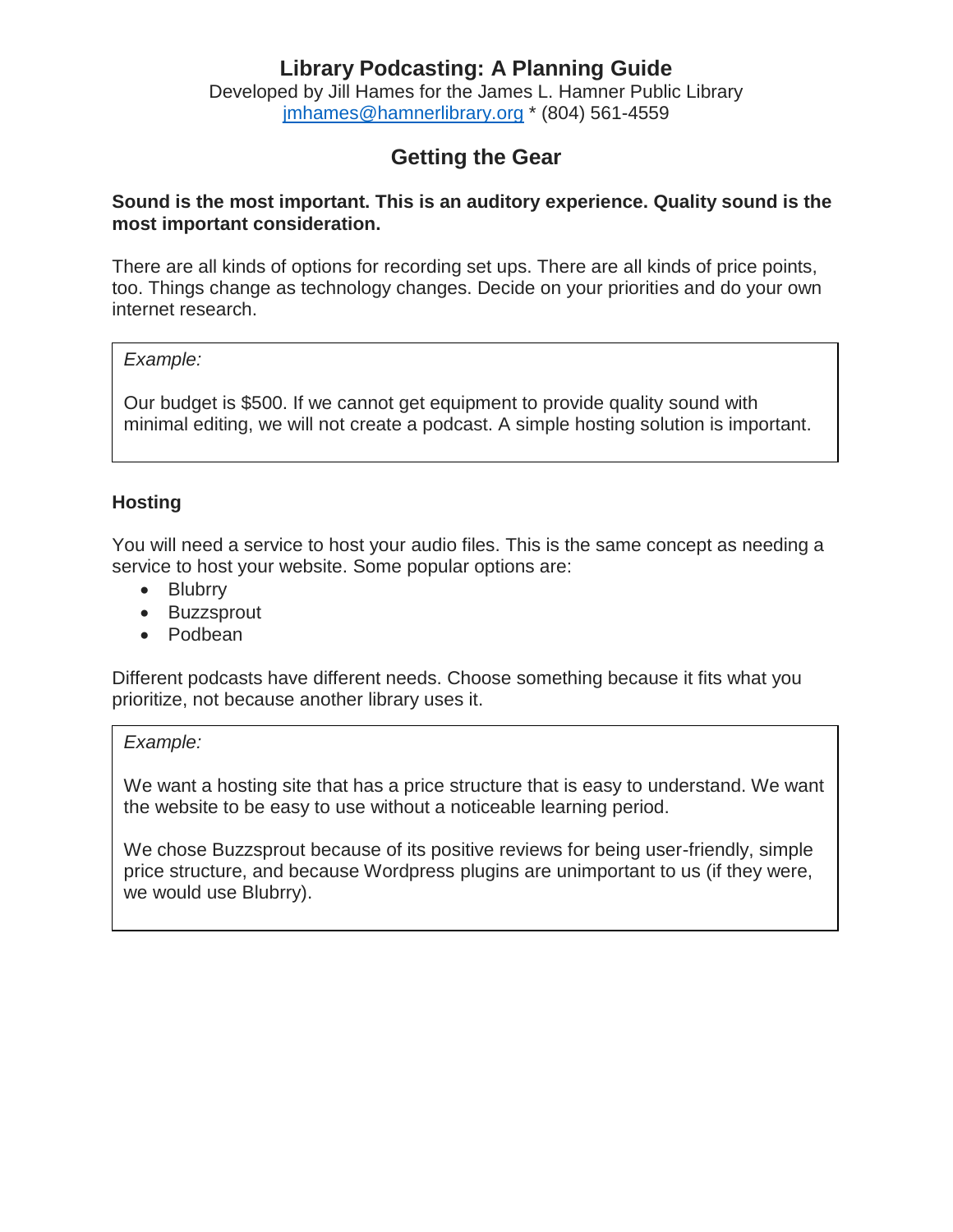# Library Podcasting: A Planning Guide

Developed by Jill Hames for the James L. Hamner Public Library
jmhames@hamnerlibrary.org * (804) 561-4559

## Getting the Gear

**Sound is the most important. This is an auditory experience. Quality sound is the most important consideration.**

There are all kinds of options for recording set ups. There are all kinds of price points, too. Things change as technology changes. Decide on your priorities and do your own internet research.

> *Example:*
>
> Our budget is $500. If we cannot get equipment to provide quality sound with minimal editing, we will not create a podcast. A simple hosting solution is important.

### Hosting

You will need a service to host your audio files. This is the same concept as needing a service to host your website. Some popular options are:

- Blubrry
- Buzzsprout
- Podbean

Different podcasts have different needs. Choose something because it fits what you prioritize, not because another library uses it.

> *Example:*
>
> We want a hosting site that has a price structure that is easy to understand. We want the website to be easy to use without a noticeable learning period.
>
> We chose Buzzsprout because of its positive reviews for being user-friendly, simple price structure, and because Wordpress plugins are unimportant to us (if they were, we would use Blubrry).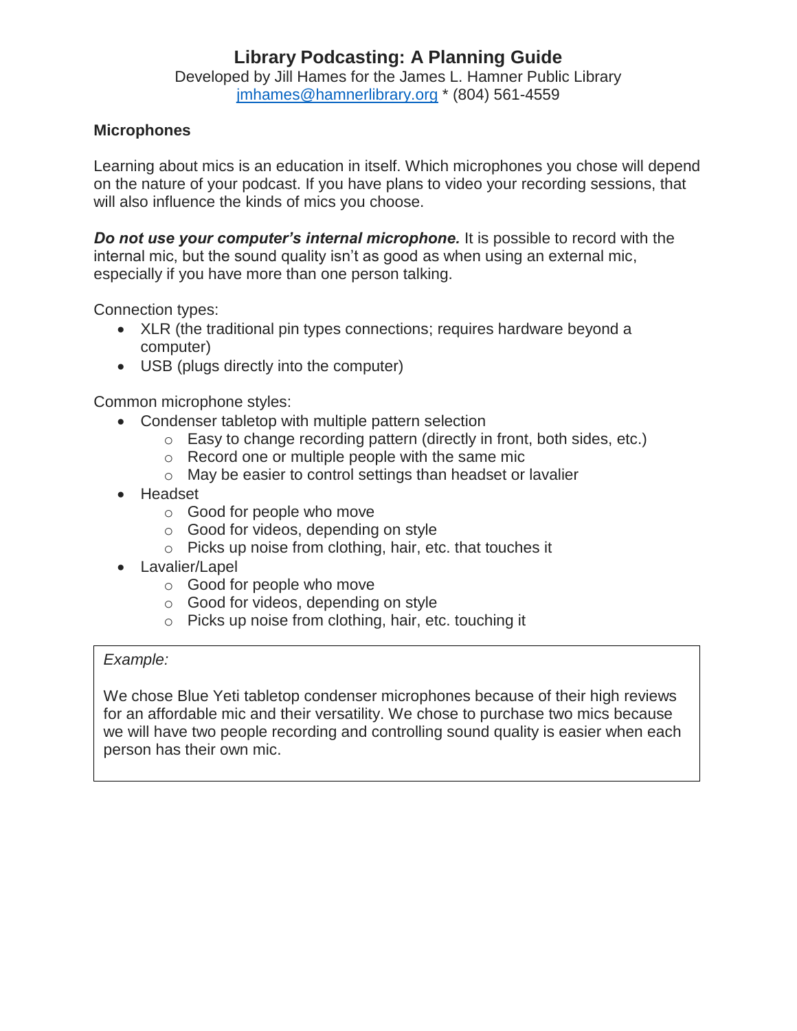### Microphones

Learning about mics is an education in itself. Which microphones you chose will depend on the nature of your podcast. If you have plans to video your recording sessions, that will also influence the kinds of mics you choose.

***Do not use your computer's internal microphone.*** It is possible to record with the internal mic, but the sound quality isn't as good as when using an external mic, especially if you have more than one person talking.

Connection types:

- XLR (the traditional pin types connections; requires hardware beyond a computer)
- USB (plugs directly into the computer)

Common microphone styles:

- Condenser tabletop with multiple pattern selection
  - Easy to change recording pattern (directly in front, both sides, etc.)
  - Record one or multiple people with the same mic
  - May be easier to control settings than headset or lavalier
- Headset
  - Good for people who move
  - Good for videos, depending on style
  - Picks up noise from clothing, hair, etc. that touches it
- Lavalier/Lapel
  - Good for people who move
  - Good for videos, depending on style
  - Picks up noise from clothing, hair, etc. touching it

> *Example:*
>
> We chose Blue Yeti tabletop condenser microphones because of their high reviews for an affordable mic and their versatility. We chose to purchase two mics because we will have two people recording and controlling sound quality is easier when each person has their own mic.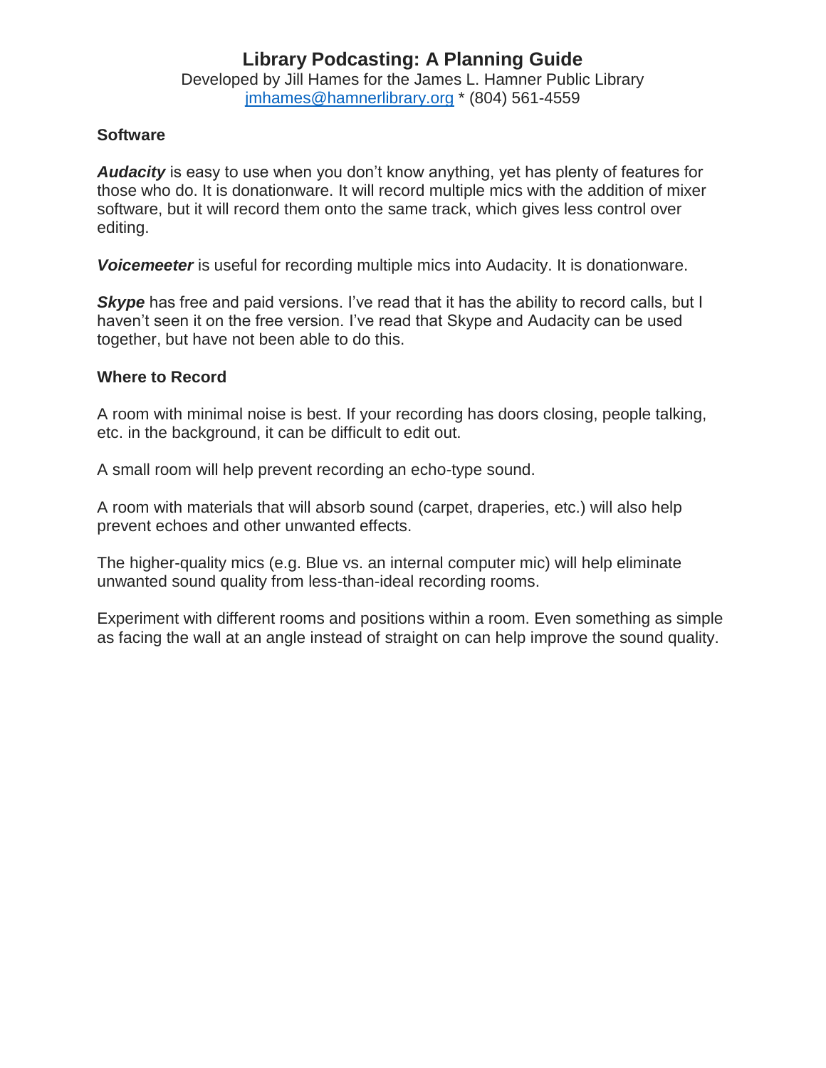# Library Podcasting: A Planning Guide

Developed by Jill Hames for the James L. Hamner Public Library
[jmhames@hamnerlibrary.org](mailto:jmhames@hamnerlibrary.org) * (804) 561-4559

**Software**

***Audacity*** is easy to use when you don't know anything, yet has plenty of features for those who do. It is donationware. It will record multiple mics with the addition of mixer software, but it will record them onto the same track, which gives less control over editing.

***Voicemeeter*** is useful for recording multiple mics into Audacity. It is donationware.

***Skype*** has free and paid versions. I've read that it has the ability to record calls, but I haven't seen it on the free version. I've read that Skype and Audacity can be used together, but have not been able to do this.

**Where to Record**

A room with minimal noise is best. If your recording has doors closing, people talking, etc. in the background, it can be difficult to edit out.

A small room will help prevent recording an echo-type sound.

A room with materials that will absorb sound (carpet, draperies, etc.) will also help prevent echoes and other unwanted effects.

The higher-quality mics (e.g. Blue vs. an internal computer mic) will help eliminate unwanted sound quality from less-than-ideal recording rooms.

Experiment with different rooms and positions within a room. Even something as simple as facing the wall at an angle instead of straight on can help improve the sound quality.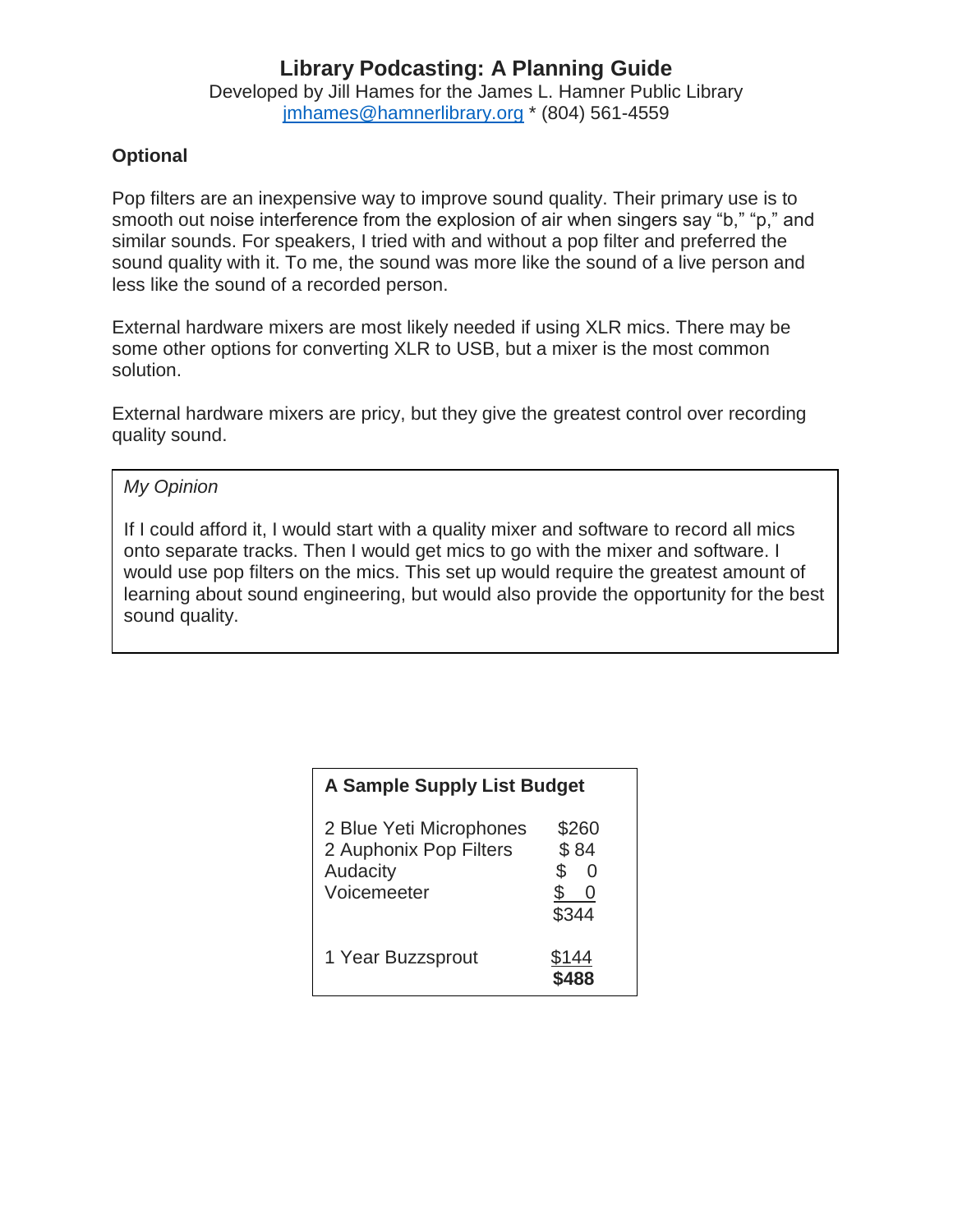## Optional

Pop filters are an inexpensive way to improve sound quality. Their primary use is to smooth out noise interference from the explosion of air when singers say "b," "p," and similar sounds. For speakers, I tried with and without a pop filter and preferred the sound quality with it. To me, the sound was more like the sound of a live person and less like the sound of a recorded person.

External hardware mixers are most likely needed if using XLR mics. There may be some other options for converting XLR to USB, but a mixer is the most common solution.

External hardware mixers are pricy, but they give the greatest control over recording quality sound.

> *My Opinion*
>
> If I could afford it, I would start with a quality mixer and software to record all mics onto separate tracks. Then I would get mics to go with the mixer and software. I would use pop filters on the mics. This set up would require the greatest amount of learning about sound engineering, but would also provide the opportunity for the best sound quality.

**A Sample Supply List Budget**

| Item | Cost |
|---|---|
| 2 Blue Yeti Microphones | $260 |
| 2 Auphonix Pop Filters | $ 84 |
| Audacity | $ 0 |
| Voicemeeter | $ 0 |
| | $344 |
| 1 Year Buzzsprout | $144 |
| | **$488** |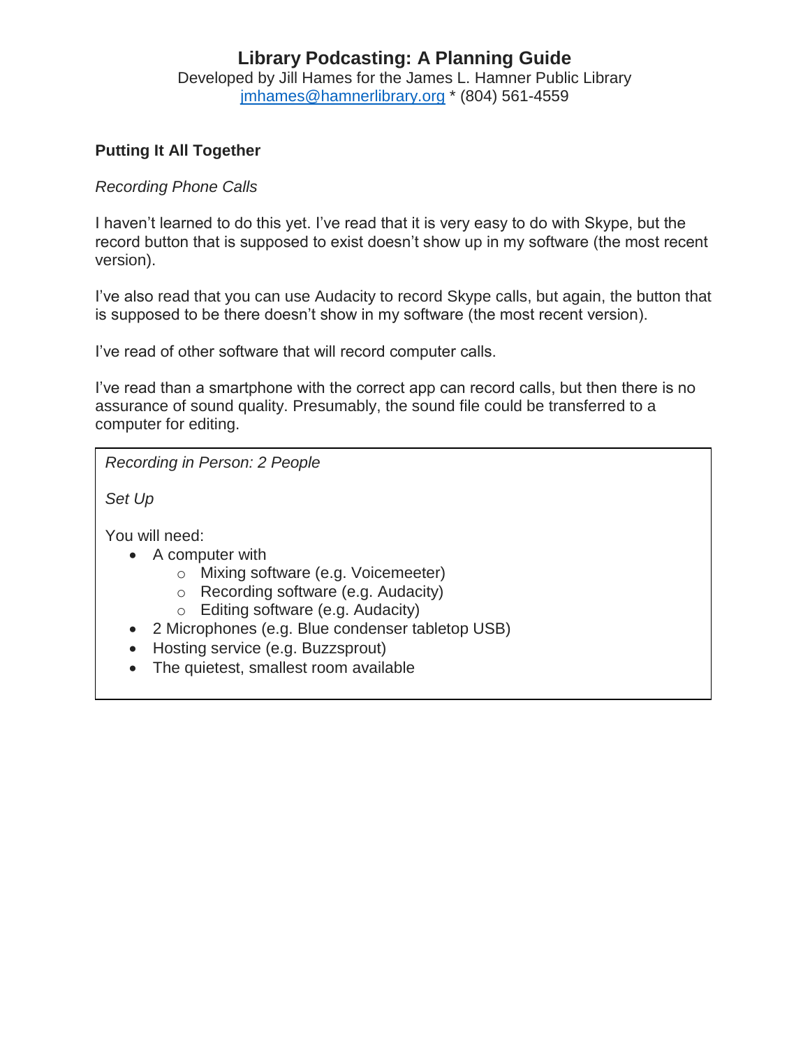# Library Podcasting: A Planning Guide

Developed by Jill Hames for the James L. Hamner Public Library
jmhames@hamnerlibrary.org * (804) 561-4559

## Putting It All Together

*Recording Phone Calls*

I haven't learned to do this yet. I've read that it is very easy to do with Skype, but the record button that is supposed to exist doesn't show up in my software (the most recent version).

I've also read that you can use Audacity to record Skype calls, but again, the button that is supposed to be there doesn't show in my software (the most recent version).

I've read of other software that will record computer calls.

I've read than a smartphone with the correct app can record calls, but then there is no assurance of sound quality. Presumably, the sound file could be transferred to a computer for editing.

*Recording in Person: 2 People*

*Set Up*

You will need:

- A computer with
  - Mixing software (e.g. Voicemeeter)
  - Recording software (e.g. Audacity)
  - Editing software (e.g. Audacity)
- 2 Microphones (e.g. Blue condenser tabletop USB)
- Hosting service (e.g. Buzzsprout)
- The quietest, smallest room available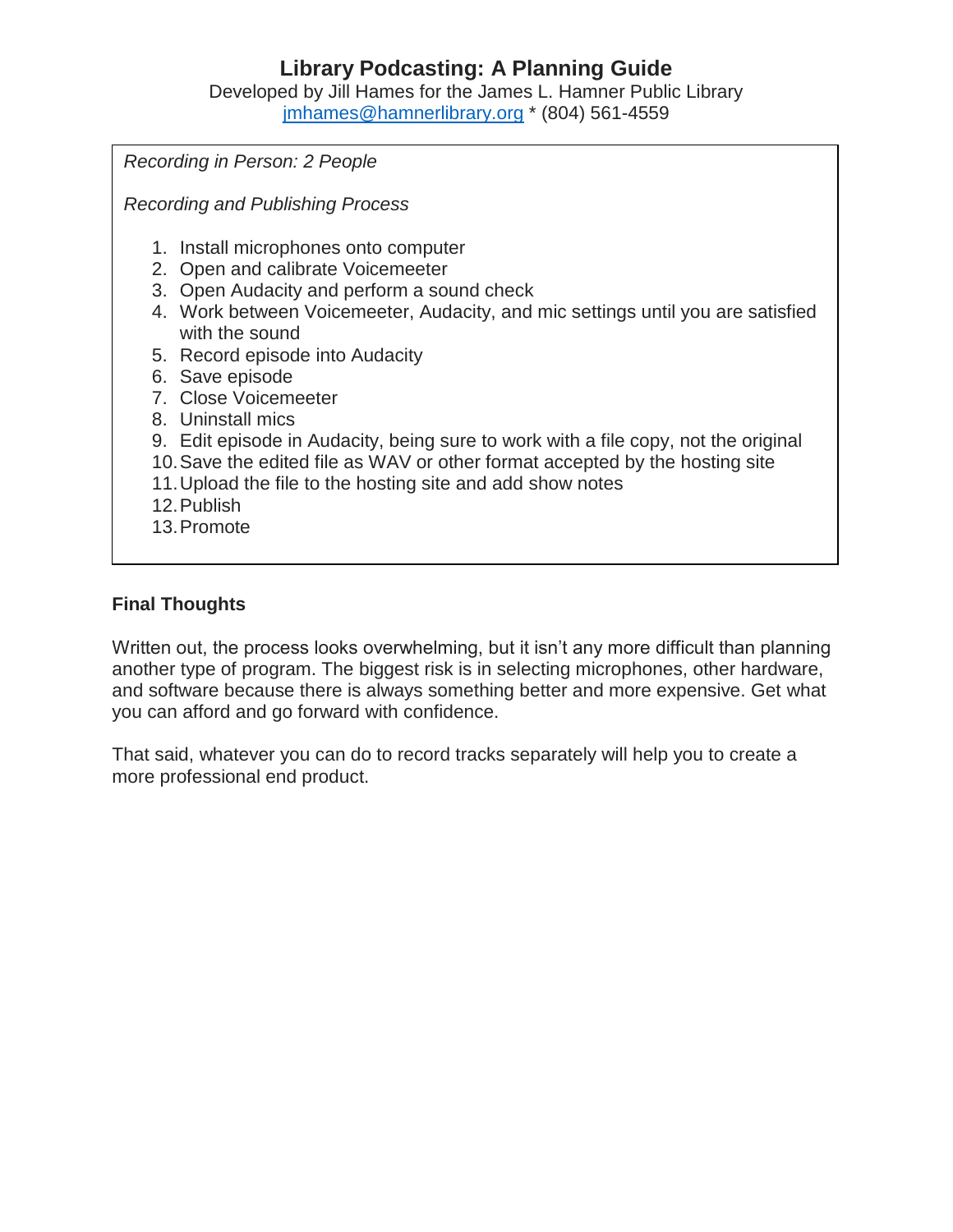*Recording in Person: 2 People*

*Recording and Publishing Process*

1. Install microphones onto computer
2. Open and calibrate Voicemeeter
3. Open Audacity and perform a sound check
4. Work between Voicemeeter, Audacity, and mic settings until you are satisfied with the sound
5. Record episode into Audacity
6. Save episode
7. Close Voicemeeter
8. Uninstall mics
9. Edit episode in Audacity, being sure to work with a file copy, not the original
10. Save the edited file as WAV or other format accepted by the hosting site
11. Upload the file to the hosting site and add show notes
12. Publish
13. Promote

**Final Thoughts**

Written out, the process looks overwhelming, but it isn't any more difficult than planning another type of program. The biggest risk is in selecting microphones, other hardware, and software because there is always something better and more expensive. Get what you can afford and go forward with confidence.

That said, whatever you can do to record tracks separately will help you to create a more professional end product.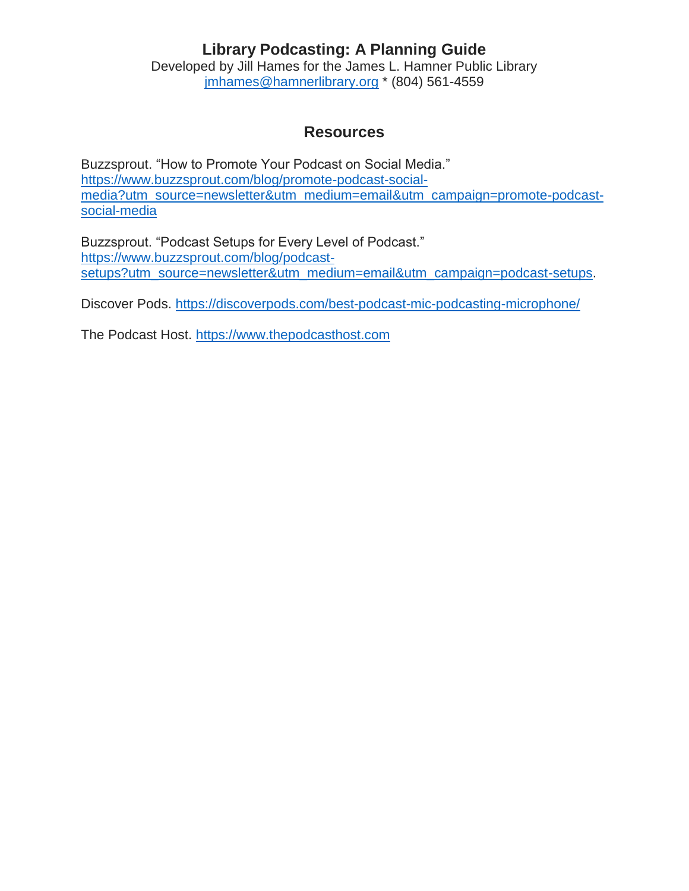# Library Podcasting: A Planning Guide

Developed by Jill Hames for the James L. Hamner Public Library
jmhames@hamnerlibrary.org * (804) 561-4559

## Resources

Buzzsprout. "How to Promote Your Podcast on Social Media." https://www.buzzsprout.com/blog/promote-podcast-social-media?utm_source=newsletter&utm_medium=email&utm_campaign=promote-podcast-social-media

Buzzsprout. "Podcast Setups for Every Level of Podcast." https://www.buzzsprout.com/blog/podcast-setups?utm_source=newsletter&utm_medium=email&utm_campaign=podcast-setups.

Discover Pods. https://discoverpods.com/best-podcast-mic-podcasting-microphone/

The Podcast Host. https://www.thepodcasthost.com